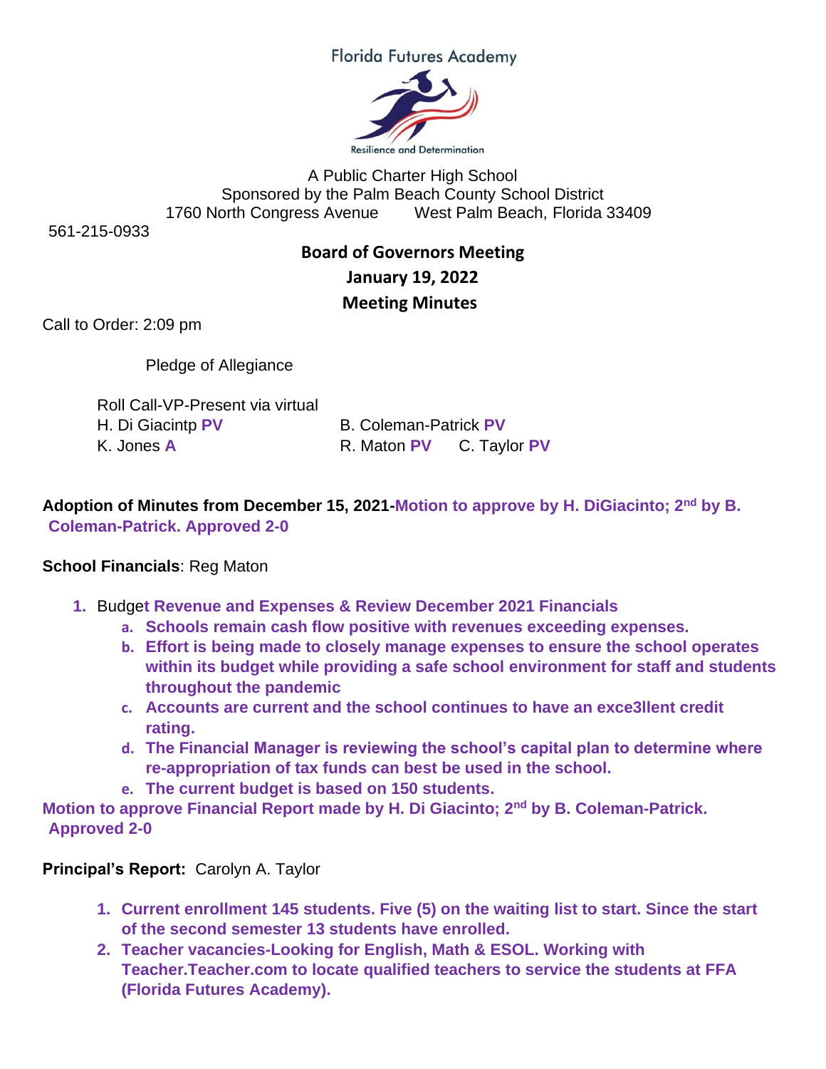Florida Futures Academy

Resilience and Determination

A Public Charter High School
Sponsored by the Palm Beach County School District
1760 North Congress Avenue    West Palm Beach, Florida 33409
561-215-0933

# Board of Governors Meeting
## January 19, 2022
## Meeting Minutes

Call to Order: 2:09 pm

Pledge of Allegiance

Roll Call-VP-Present via virtual
H. Di Giacintp **PV**    B. Coleman-Patrick **PV**
K. Jones **A**    R. Maton **PV**    C. Taylor **PV**

**Adoption of Minutes from December 15, 2021-Motion to approve by H. DiGiacinto; 2nd by B. Coleman-Patrick. Approved 2-0**

**School Financials**: Reg Maton

1. Budget **Revenue and Expenses & Review December 2021 Financials**
   a. **Schools remain cash flow positive with revenues exceeding expenses.**
   b. **Effort is being made to closely manage expenses to ensure the school operates within its budget while providing a safe school environment for staff and students throughout the pandemic**
   c. **Accounts are current and the school continues to have an exce3llent credit rating.**
   d. **The Financial Manager is reviewing the school's capital plan to determine where re-appropriation of tax funds can best be used in the school.**
   e. **The current budget is based on 150 students.**

**Motion to approve Financial Report made by H. Di Giacinto; 2nd by B. Coleman-Patrick. Approved 2-0**

**Principal's Report:** Carolyn A. Taylor

1. **Current enrollment 145 students. Five (5) on the waiting list to start. Since the start of the second semester 13 students have enrolled.**
2. **Teacher vacancies-Looking for English, Math & ESOL. Working with Teacher.Teacher.com to locate qualified teachers to service the students at FFA (Florida Futures Academy).**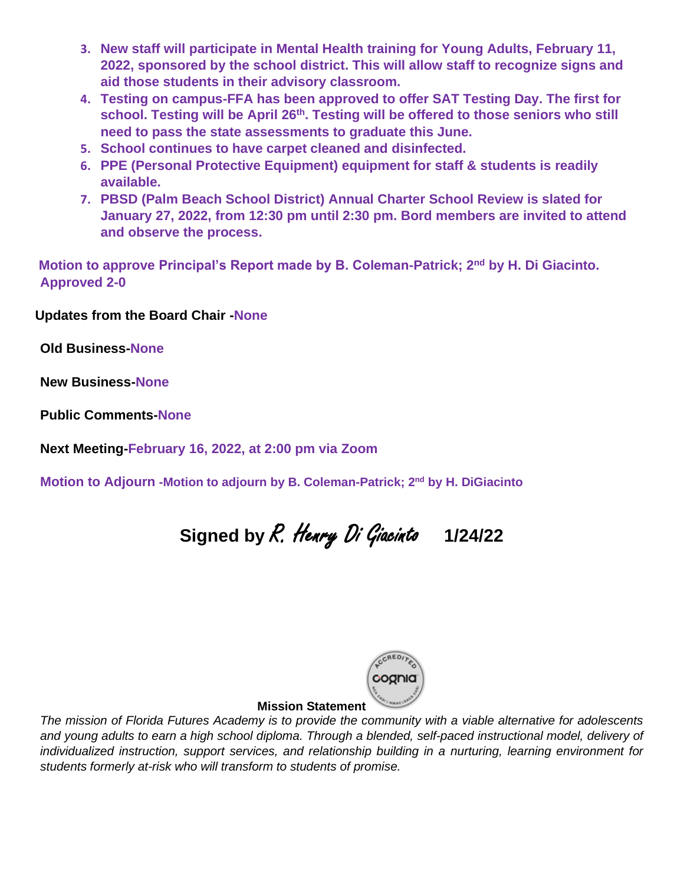3. **New staff will participate in Mental Health training for Young Adults, February 11, 2022, sponsored by the school district. This will allow staff to recognize signs and aid those students in their advisory classroom.**
4. **Testing on campus-FFA has been approved to offer SAT Testing Day. The first for school. Testing will be April 26th. Testing will be offered to those seniors who still need to pass the state assessments to graduate this June.**
5. **School continues to have carpet cleaned and disinfected.**
6. **PPE (Personal Protective Equipment) equipment for staff & students is readily available.**
7. **PBSD (Palm Beach School District) Annual Charter School Review is slated for January 27, 2022, from 12:30 pm until 2:30 pm. Bord members are invited to attend and observe the process.**

**Motion to approve Principal's Report made by B. Coleman-Patrick; 2nd by H. Di Giacinto. Approved 2-0**

**Updates from the Board Chair -None**

**Old Business-None**

**New Business-None**

**Public Comments-None**

**Next Meeting-February 16, 2022, at 2:00 pm via Zoom**

**Motion to Adjourn -Motion to adjourn by B. Coleman-Patrick; 2nd by H. DiGiacinto**

**Signed by** *R. Henry Di Giacinto* **1/24/22**

**Mission Statement**

*The mission of Florida Futures Academy is to provide the community with a viable alternative for adolescents and young adults to earn a high school diploma. Through a blended, self-paced instructional model, delivery of individualized instruction, support services, and relationship building in a nurturing, learning environment for students formerly at-risk who will transform to students of promise.*